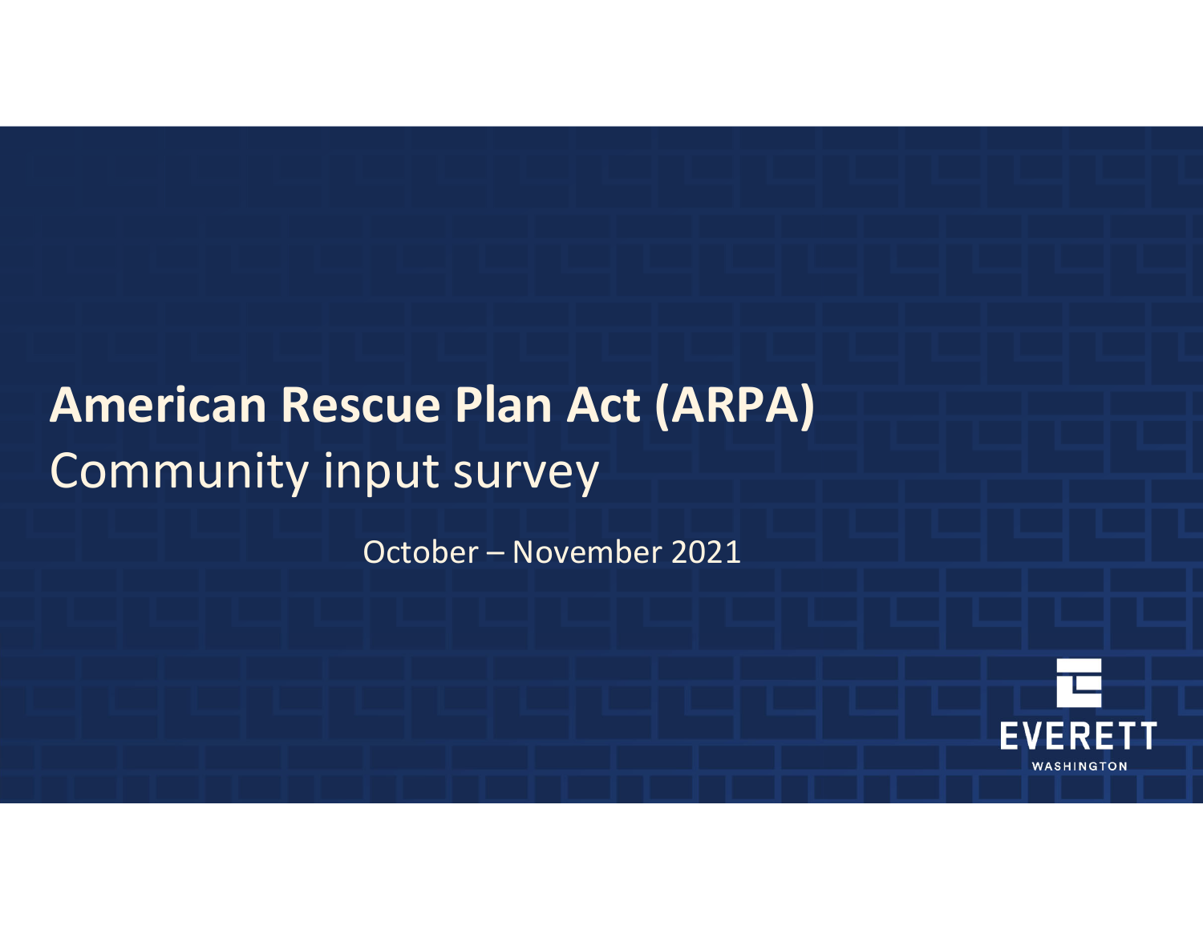# American Rescue Plan Act (ARPA)

## Community input survey

October – November 2021

EVERETT

WASHINGTON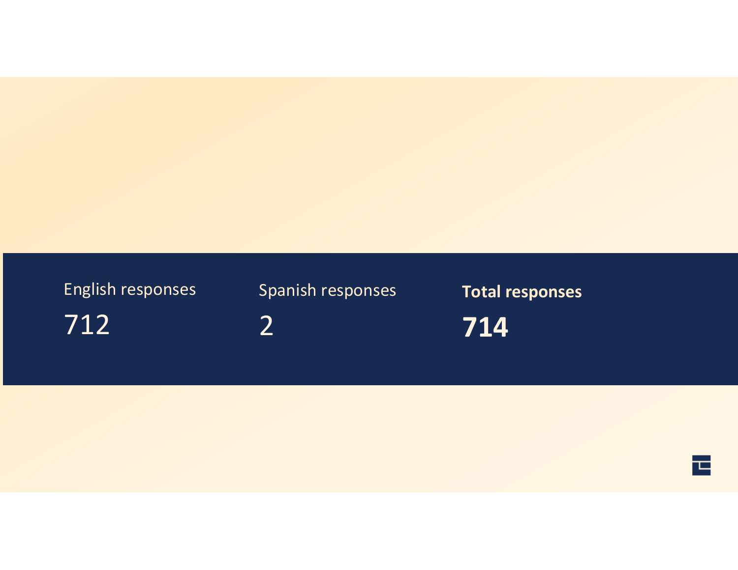| English responses | Spanish responses | **Total responses** |
| --- | --- | --- |
| 712 | 2 | **714** |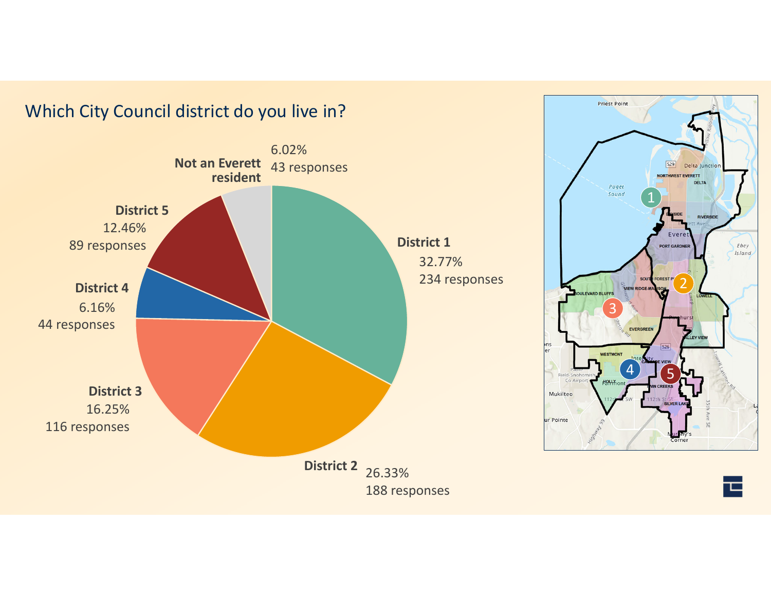## Which City Council district do you live in?

| District | Percentage | Responses |
| --- | --- | --- |
| District 1 | 32.77% | 234 responses |
| District 2 | 26.33% | 188 responses |
| District 3 | 16.25% | 116 responses |
| District 4 | 6.16% | 44 responses |
| District 5 | 12.46% | 89 responses |
| Not an Everett resident | 6.02% | 43 responses |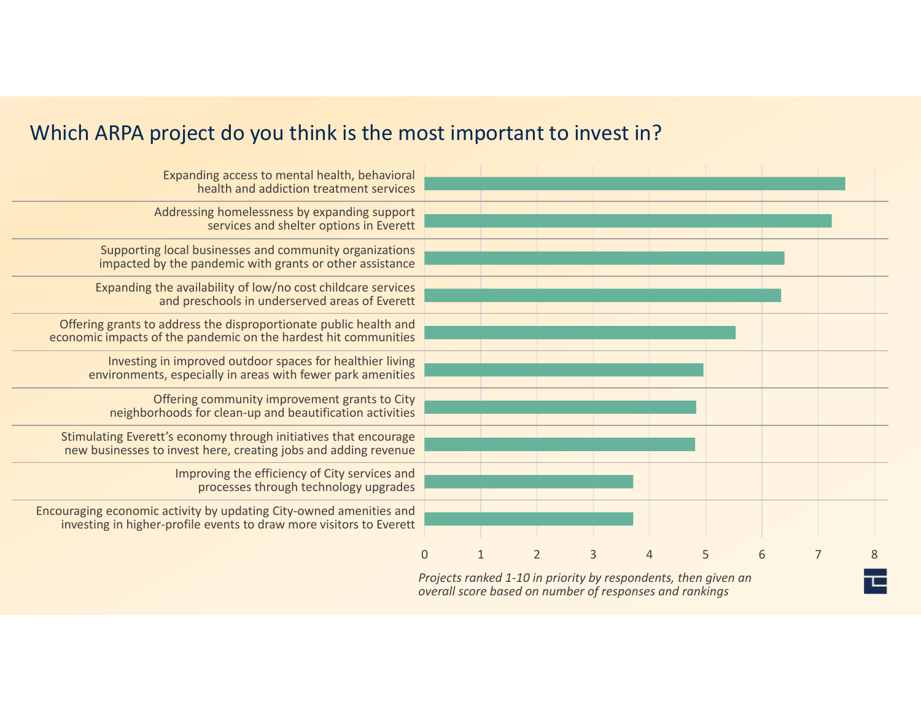# Which ARPA project do you think is the most important to invest in?

Expanding access to mental health, behavioral health and addiction treatment services

Addressing homelessness by expanding support services and shelter options in Everett

Supporting local businesses and community organizations impacted by the pandemic with grants or other assistance

Expanding the availability of low/no cost childcare services and preschools in underserved areas of Everett

Offering grants to address the disproportionate public health and economic impacts of the pandemic on the hardest hit communities

Investing in improved outdoor spaces for healthier living environments, especially in areas with fewer park amenities

Offering community improvement grants to City neighborhoods for clean-up and beautification activities

Stimulating Everett's economy through initiatives that encourage new businesses to invest here, creating jobs and adding revenue

Improving the efficiency of City services and processes through technology upgrades

Encouraging economic activity by updating City-owned amenities and investing in higher-profile events to draw more visitors to Everett

0 1 2 3 4 5 6 7 8

*Projects ranked 1-10 in priority by respondents, then given an overall score based on number of responses and rankings*